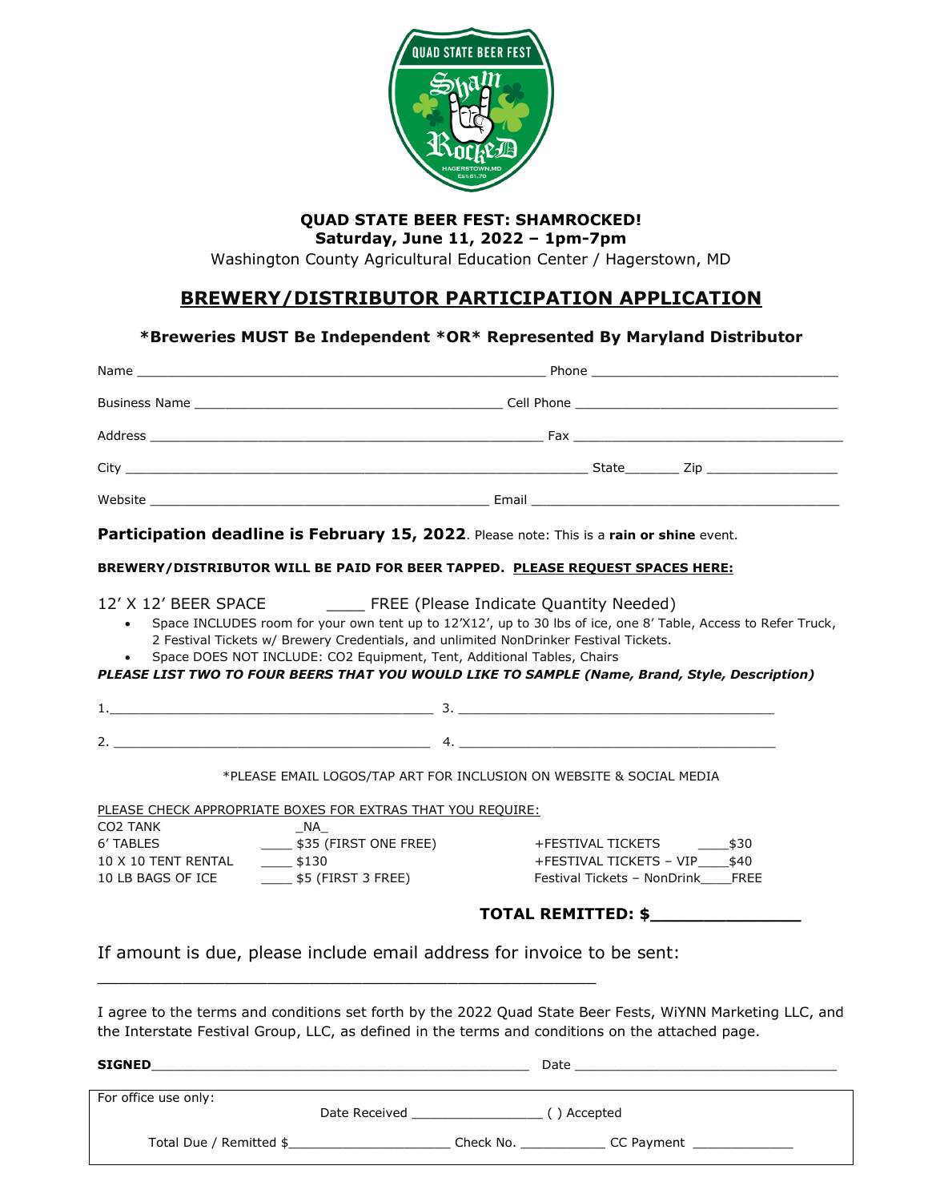QUAD STATE BEER FEST

Sham RockeD

HAGERSTOWN,MD

# QUAD STATE BEER FEST: SHAMROCKED!

**Saturday, June 11, 2022 – 1pm-7pm**

Washington County Agricultural Education Center / Hagerstown, MD

## BREWERY/DISTRIBUTOR PARTICIPATION APPLICATION

**\*Breweries MUST Be Independent \*OR\* Represented By Maryland Distributor**

Name ______________________________ Phone ______________________________

Business Name ______________________________ Cell Phone ______________________________

Address ______________________________ Fax ______________________________

City ______________________________ State________ Zip ______________

Website ______________________________ Email ______________________________

**Participation deadline is February 15, 2022**. Please note: This is a **rain or shine** event.

**BREWERY/DISTRIBUTOR WILL BE PAID FOR BEER TAPPED. PLEASE REQUEST SPACES HERE:**

12' X 12' BEER SPACE ____ FREE (Please Indicate Quantity Needed)

- Space INCLUDES room for your own tent up to 12'X12', up to 30 lbs of ice, one 8' Table, Access to Refer Truck, 2 Festival Tickets w/ Brewery Credentials, and unlimited NonDrinker Festival Tickets.
- Space DOES NOT INCLUDE: CO2 Equipment, Tent, Additional Tables, Chairs

***PLEASE LIST TWO TO FOUR BEERS THAT YOU WOULD LIKE TO SAMPLE (Name, Brand, Style, Description)***

1.______________________________ 3. ______________________________

2. ______________________________ 4. ______________________________

\*PLEASE EMAIL LOGOS/TAP ART FOR INCLUSION ON WEBSITE & SOCIAL MEDIA

PLEASE CHECK APPROPRIATE BOXES FOR EXTRAS THAT YOU REQUIRE:

| | | | |
|---|---|---|---|
| CO2 TANK | _NA_ | +FESTIVAL TICKETS | ____$30 |
| 6' TABLES | ____ $35 (FIRST ONE FREE) | +FESTIVAL TICKETS – VIP | ____$40 |
| 10 X 10 TENT RENTAL | ____ $130 | Festival Tickets – NonDrink | ____FREE |
| 10 LB BAGS OF ICE | ____ $5 (FIRST 3 FREE) | | |

**TOTAL REMITTED: $______________**

If amount is due, please include email address for invoice to be sent:

______________________________________________

I agree to the terms and conditions set forth by the 2022 Quad State Beer Fests, WiYNN Marketing LLC, and the Interstate Festival Group, LLC, as defined in the terms and conditions on the attached page.

**SIGNED**______________________________ Date ______________________________

For office use only:

Date Received ________________ ( ) Accepted

Total Due / Remitted $____________________ Check No. ___________ CC Payment _____________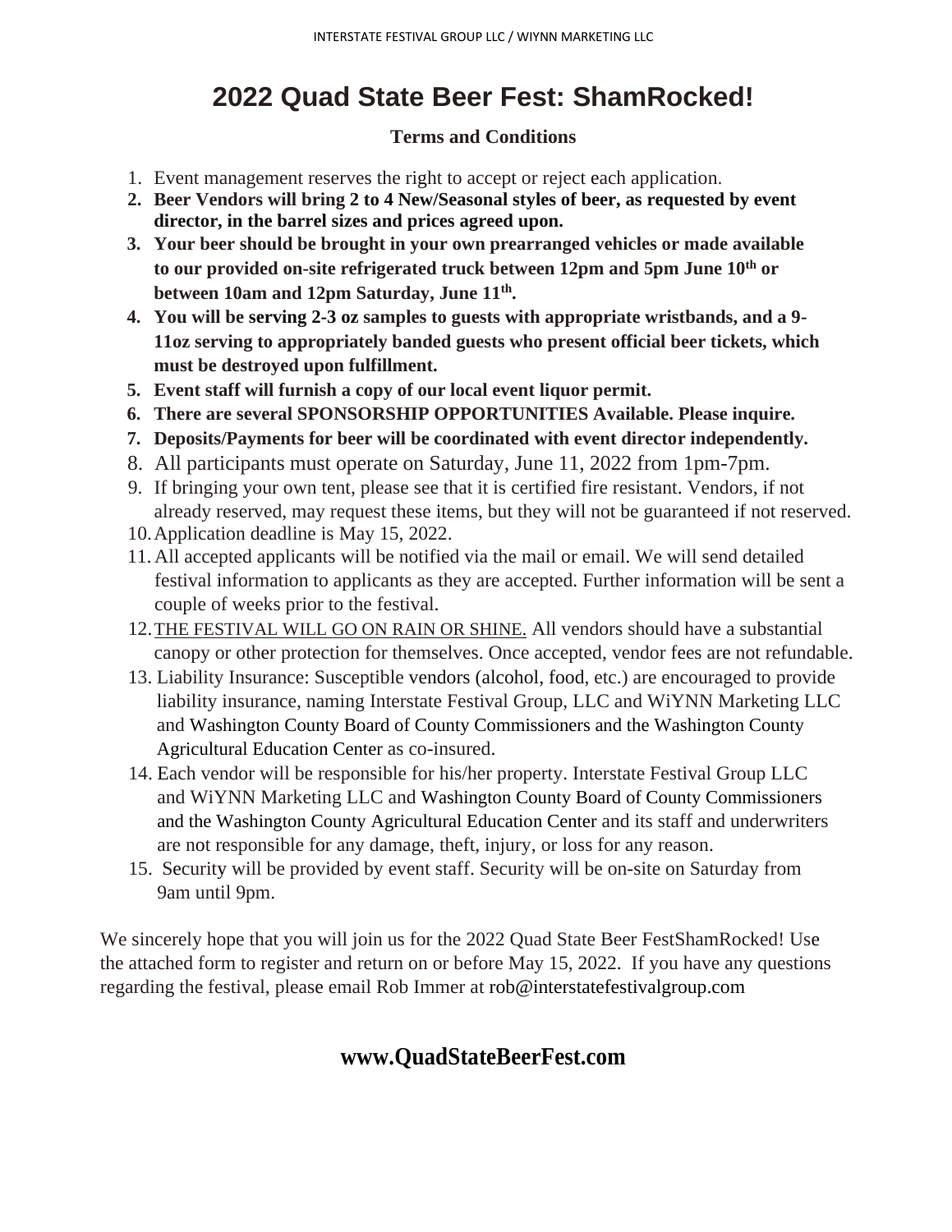# 2022 Quad State Beer Fest: ShamRocked!

## Terms and Conditions

1. Event management reserves the right to accept or reject each application.
2. **Beer Vendors will bring 2 to 4 New/Seasonal styles of beer, as requested by event director, in the barrel sizes and prices agreed upon.**
3. **Your beer should be brought in your own prearranged vehicles or made available to our provided on-site refrigerated truck between 12pm and 5pm June 10th or between 10am and 12pm Saturday, June 11th.**
4. **You will be serving 2-3 oz samples to guests with appropriate wristbands, and a 9-11oz serving to appropriately banded guests who present official beer tickets, which must be destroyed upon fulfillment.**
5. **Event staff will furnish a copy of our local event liquor permit.**
6. **There are several SPONSORSHIP OPPORTUNITIES Available. Please inquire.**
7. **Deposits/Payments for beer will be coordinated with event director independently.**
8. All participants must operate on Saturday, June 11, 2022 from 1pm-7pm.
9. If bringing your own tent, please see that it is certified fire resistant. Vendors, if not already reserved, may request these items, but they will not be guaranteed if not reserved.
10. Application deadline is May 15, 2022.
11. All accepted applicants will be notified via the mail or email. We will send detailed festival information to applicants as they are accepted. Further information will be sent a couple of weeks prior to the festival.
12. THE FESTIVAL WILL GO ON RAIN OR SHINE. All vendors should have a substantial canopy or other protection for themselves. Once accepted, vendor fees are not refundable.
13. Liability Insurance: Susceptible vendors (alcohol, food, etc.) are encouraged to provide liability insurance, naming Interstate Festival Group, LLC and WiYNN Marketing LLC and Washington County Board of County Commissioners and the Washington County Agricultural Education Center as co-insured.
14. Each vendor will be responsible for his/her property. Interstate Festival Group LLC and WiYNN Marketing LLC and Washington County Board of County Commissioners and the Washington County Agricultural Education Center and its staff and underwriters are not responsible for any damage, theft, injury, or loss for any reason.
15. Security will be provided by event staff. Security will be on-site on Saturday from 9am until 9pm.

We sincerely hope that you will join us for the 2022 Quad State Beer FestShamRocked! Use the attached form to register and return on or before May 15, 2022. If you have any questions regarding the festival, please email Rob Immer at rob@interstatefestivalgroup.com

**www.QuadStateBeerFest.com**